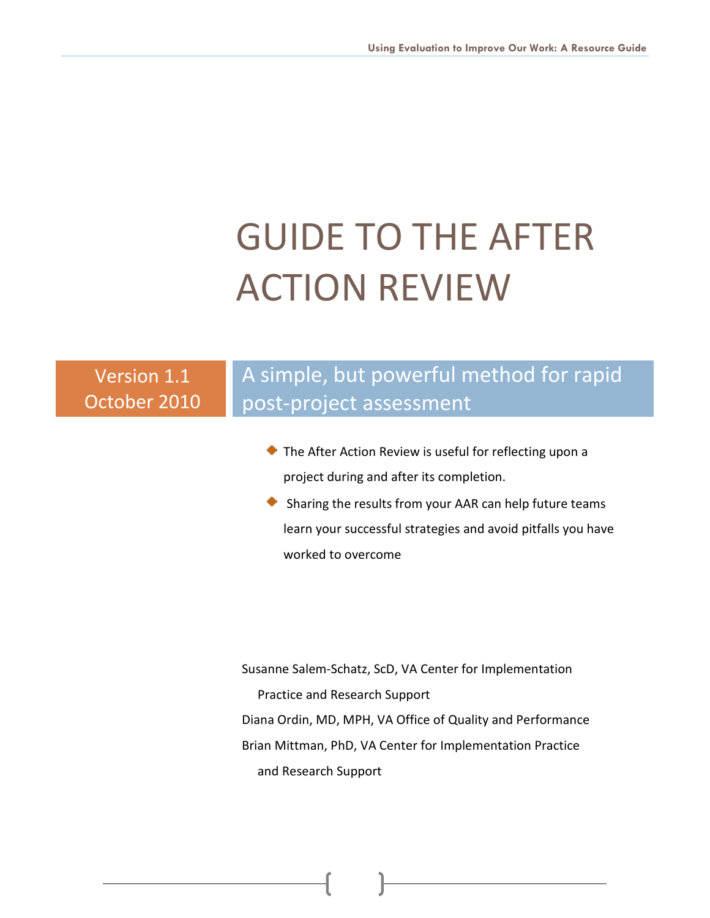# GUIDE TO THE AFTER ACTION REVIEW

Version 1.1
October 2010

## A simple, but powerful method for rapid post-project assessment

- The After Action Review is useful for reflecting upon a project during and after its completion.
- Sharing the results from your AAR can help future teams learn your successful strategies and avoid pitfalls you have worked to overcome

Susanne Salem-Schatz, ScD, VA Center for Implementation Practice and Research Support

Diana Ordin, MD, MPH, VA Office of Quality and Performance

Brian Mittman, PhD, VA Center for Implementation Practice and Research Support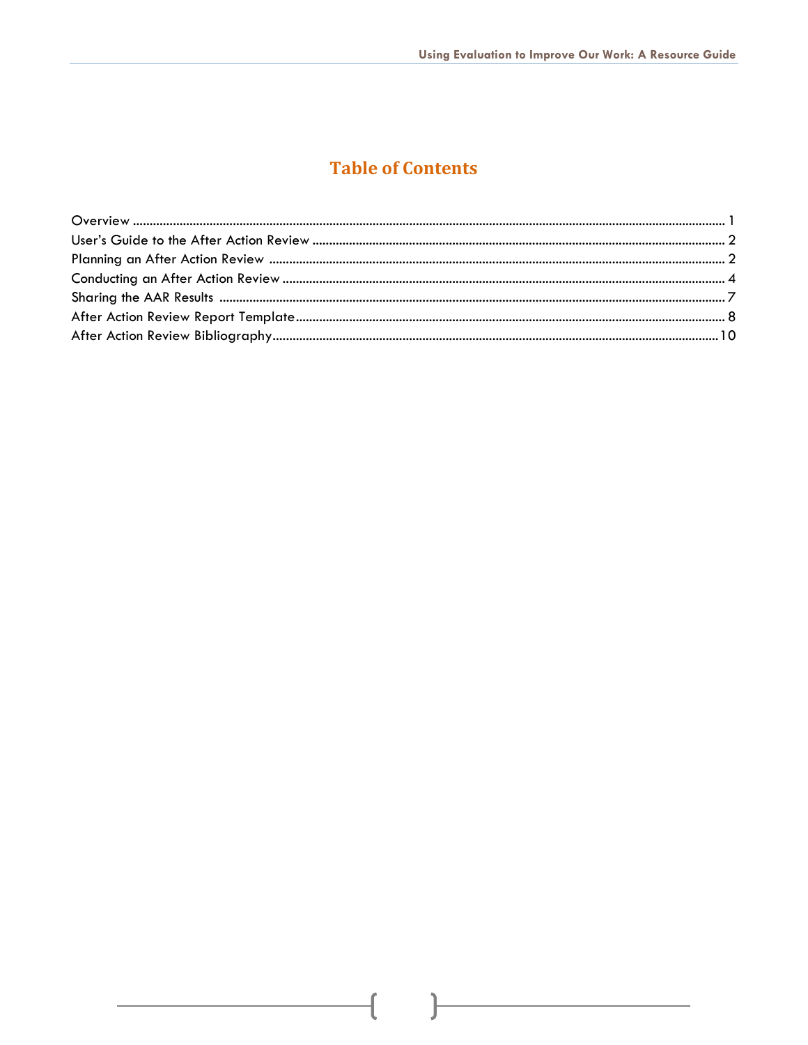# Table of Contents

Overview ........................................................................................................................................................ 1
User's Guide to the After Action Review ................................................................................................ 2
Planning an After Action Review .............................................................................................................. 2
Conducting an After Action Review ........................................................................................................... 4
Sharing the AAR Results ............................................................................................................................ 7
After Action Review Report Template ...................................................................................................... 8
After Action Review Bibliography ........................................................................................................... 10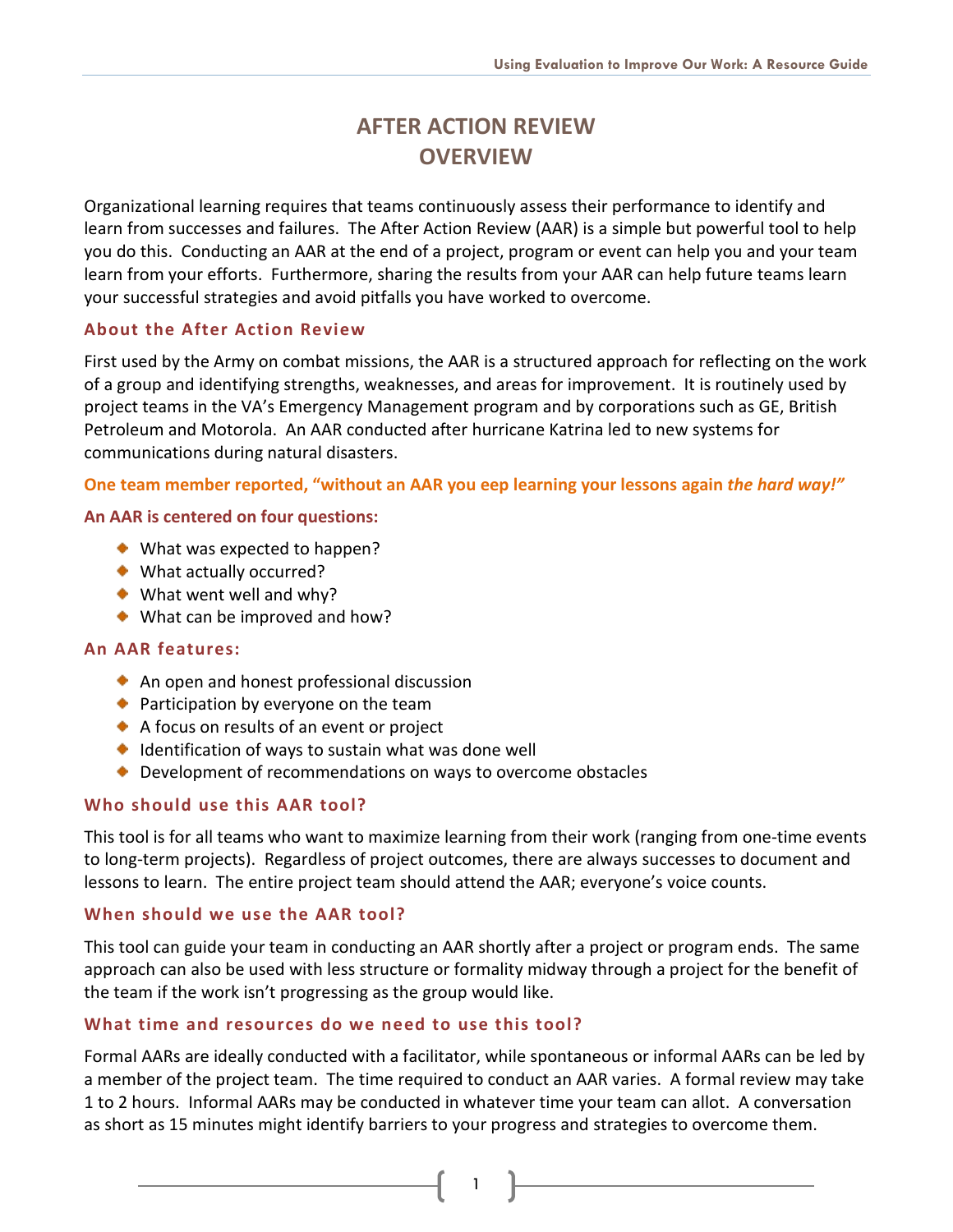# AFTER ACTION REVIEW OVERVIEW

Organizational learning requires that teams continuously assess their performance to identify and learn from successes and failures. The After Action Review (AAR) is a simple but powerful tool to help you do this. Conducting an AAR at the end of a project, program or event can help you and your team learn from your efforts. Furthermore, sharing the results from your AAR can help future teams learn your successful strategies and avoid pitfalls you have worked to overcome.

## About the After Action Review

First used by the Army on combat missions, the AAR is a structured approach for reflecting on the work of a group and identifying strengths, weaknesses, and areas for improvement. It is routinely used by project teams in the VA's Emergency Management program and by corporations such as GE, British Petroleum and Motorola. An AAR conducted after hurricane Katrina led to new systems for communications during natural disasters.

**One team member reported, "without an AAR you eep learning your lessons again *the hard way!"***

**An AAR is centered on four questions:**

- What was expected to happen?
- What actually occurred?
- What went well and why?
- What can be improved and how?

## An AAR features:

- An open and honest professional discussion
- Participation by everyone on the team
- A focus on results of an event or project
- Identification of ways to sustain what was done well
- Development of recommendations on ways to overcome obstacles

## Who should use this AAR tool?

This tool is for all teams who want to maximize learning from their work (ranging from one-time events to long-term projects). Regardless of project outcomes, there are always successes to document and lessons to learn. The entire project team should attend the AAR; everyone's voice counts.

## When should we use the AAR tool?

This tool can guide your team in conducting an AAR shortly after a project or program ends. The same approach can also be used with less structure or formality midway through a project for the benefit of the team if the work isn't progressing as the group would like.

## What time and resources do we need to use this tool?

Formal AARs are ideally conducted with a facilitator, while spontaneous or informal AARs can be led by a member of the project team. The time required to conduct an AAR varies. A formal review may take 1 to 2 hours. Informal AARs may be conducted in whatever time your team can allot. A conversation as short as 15 minutes might identify barriers to your progress and strategies to overcome them.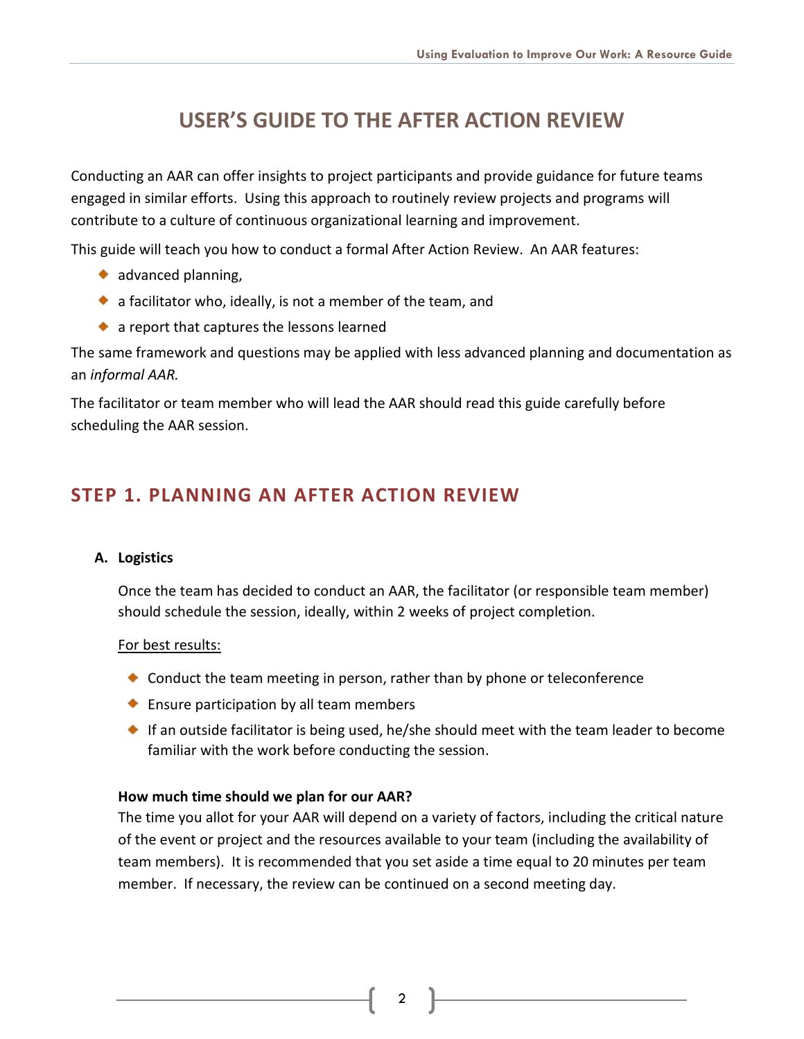# USER'S GUIDE TO THE AFTER ACTION REVIEW

Conducting an AAR can offer insights to project participants and provide guidance for future teams engaged in similar efforts. Using this approach to routinely review projects and programs will contribute to a culture of continuous organizational learning and improvement.

This guide will teach you how to conduct a formal After Action Review. An AAR features:

- advanced planning,
- a facilitator who, ideally, is not a member of the team, and
- a report that captures the lessons learned

The same framework and questions may be applied with less advanced planning and documentation as an *informal AAR.*

The facilitator or team member who will lead the AAR should read this guide carefully before scheduling the AAR session.

## STEP 1. PLANNING AN AFTER ACTION REVIEW

### A. Logistics

Once the team has decided to conduct an AAR, the facilitator (or responsible team member) should schedule the session, ideally, within 2 weeks of project completion.

<u>For best results:</u>

- Conduct the team meeting in person, rather than by phone or teleconference
- Ensure participation by all team members
- If an outside facilitator is being used, he/she should meet with the team leader to become familiar with the work before conducting the session.

**How much time should we plan for our AAR?**
The time you allot for your AAR will depend on a variety of factors, including the critical nature of the event or project and the resources available to your team (including the availability of team members). It is recommended that you set aside a time equal to 20 minutes per team member. If necessary, the review can be continued on a second meeting day.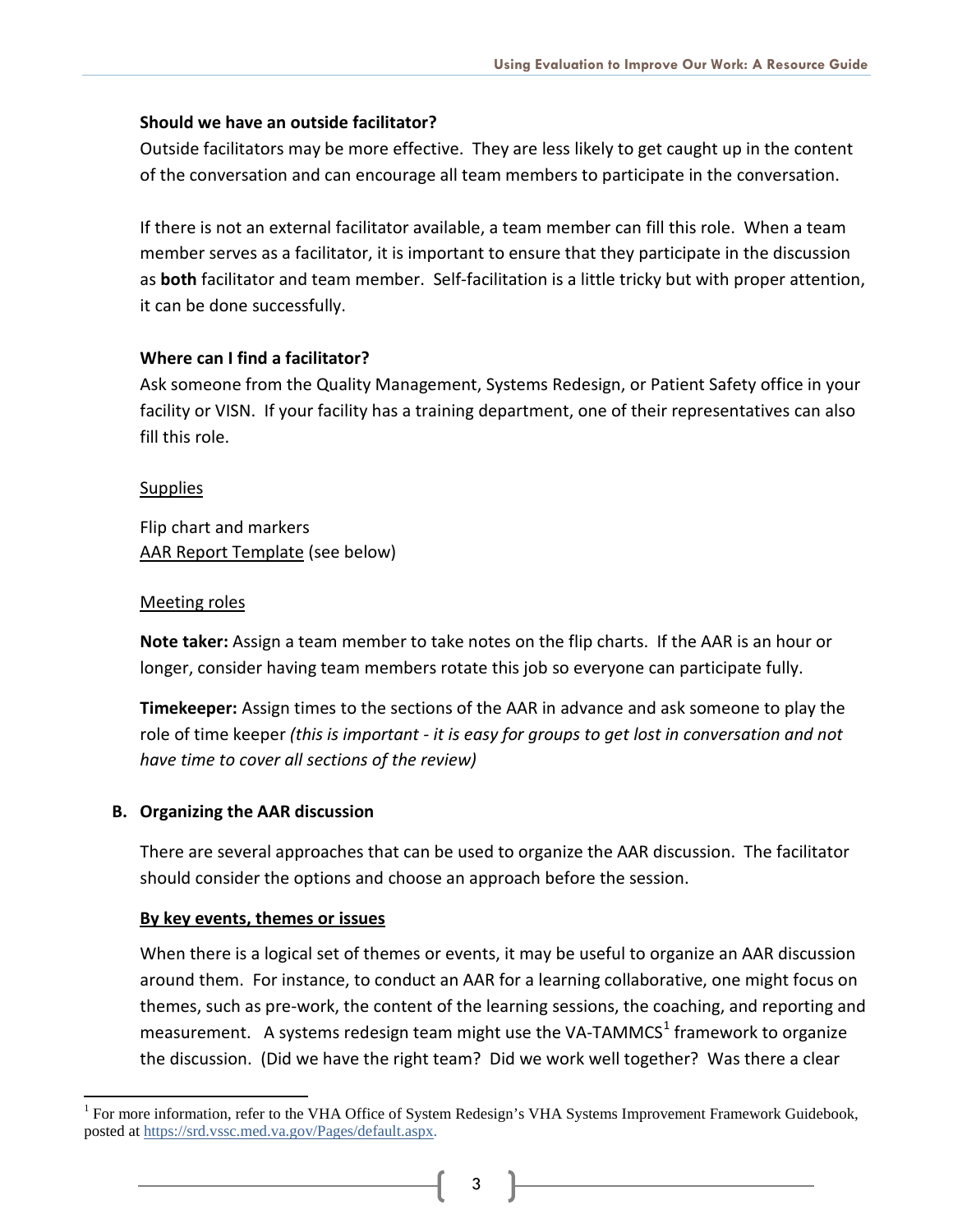**Should we have an outside facilitator?**

Outside facilitators may be more effective. They are less likely to get caught up in the content of the conversation and can encourage all team members to participate in the conversation.

If there is not an external facilitator available, a team member can fill this role. When a team member serves as a facilitator, it is important to ensure that they participate in the discussion as **both** facilitator and team member. Self-facilitation is a little tricky but with proper attention, it can be done successfully.

**Where can I find a facilitator?**

Ask someone from the Quality Management, Systems Redesign, or Patient Safety office in your facility or VISN. If your facility has a training department, one of their representatives can also fill this role.

Supplies

Flip chart and markers
AAR Report Template (see below)

Meeting roles

**Note taker:** Assign a team member to take notes on the flip charts. If the AAR is an hour or longer, consider having team members rotate this job so everyone can participate fully.

**Timekeeper:** Assign times to the sections of the AAR in advance and ask someone to play the role of time keeper *(this is important - it is easy for groups to get lost in conversation and not have time to cover all sections of the review)*

### B. Organizing the AAR discussion

There are several approaches that can be used to organize the AAR discussion. The facilitator should consider the options and choose an approach before the session.

**By key events, themes or issues**

When there is a logical set of themes or events, it may be useful to organize an AAR discussion around them. For instance, to conduct an AAR for a learning collaborative, one might focus on themes, such as pre-work, the content of the learning sessions, the coaching, and reporting and measurement. A systems redesign team might use the VA-TAMMCS[1] framework to organize the discussion. (Did we have the right team? Did we work well together? Was there a clear

[1] For more information, refer to the VHA Office of System Redesign's VHA Systems Improvement Framework Guidebook, posted at https://srd.vssc.med.va.gov/Pages/default.aspx.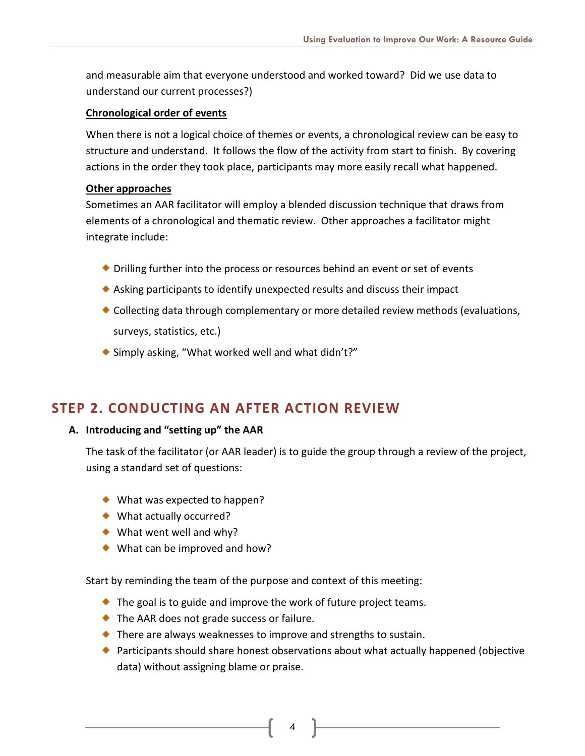and measurable aim that everyone understood and worked toward? Did we use data to understand our current processes?)

**Chronological order of events**

When there is not a logical choice of themes or events, a chronological review can be easy to structure and understand. It follows the flow of the activity from start to finish. By covering actions in the order they took place, participants may more easily recall what happened.

**Other approaches**

Sometimes an AAR facilitator will employ a blended discussion technique that draws from elements of a chronological and thematic review. Other approaches a facilitator might integrate include:

- Drilling further into the process or resources behind an event or set of events
- Asking participants to identify unexpected results and discuss their impact
- Collecting data through complementary or more detailed review methods (evaluations, surveys, statistics, etc.)
- Simply asking, "What worked well and what didn't?"

## STEP 2. CONDUCTING AN AFTER ACTION REVIEW

### A. Introducing and "setting up" the AAR

The task of the facilitator (or AAR leader) is to guide the group through a review of the project, using a standard set of questions:

- What was expected to happen?
- What actually occurred?
- What went well and why?
- What can be improved and how?

Start by reminding the team of the purpose and context of this meeting:

- The goal is to guide and improve the work of future project teams.
- The AAR does not grade success or failure.
- There are always weaknesses to improve and strengths to sustain.
- Participants should share honest observations about what actually happened (objective data) without assigning blame or praise.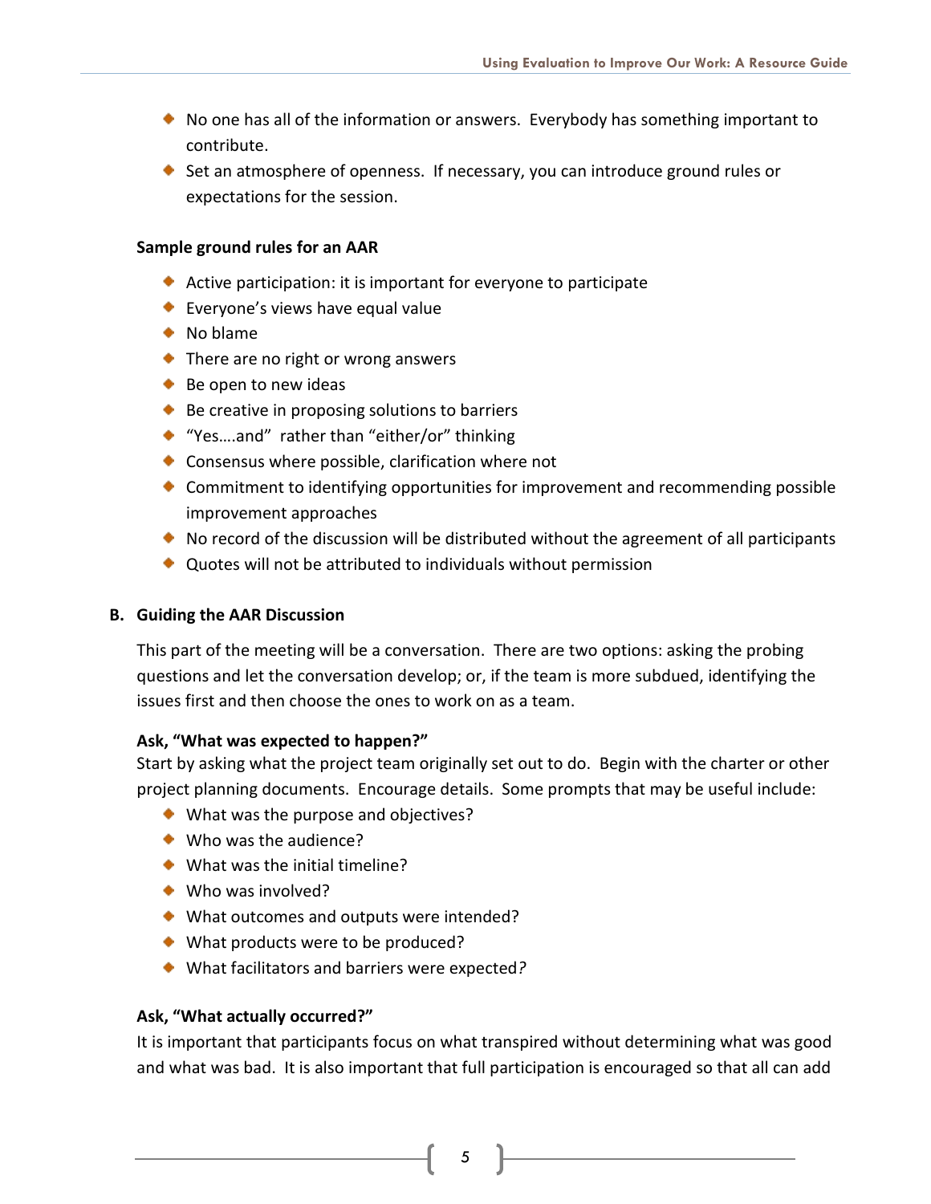- No one has all of the information or answers. Everybody has something important to contribute.
- Set an atmosphere of openness. If necessary, you can introduce ground rules or expectations for the session.

**Sample ground rules for an AAR**

- Active participation: it is important for everyone to participate
- Everyone's views have equal value
- No blame
- There are no right or wrong answers
- Be open to new ideas
- Be creative in proposing solutions to barriers
- "Yes….and" rather than "either/or" thinking
- Consensus where possible, clarification where not
- Commitment to identifying opportunities for improvement and recommending possible improvement approaches
- No record of the discussion will be distributed without the agreement of all participants
- Quotes will not be attributed to individuals without permission

### B. Guiding the AAR Discussion

This part of the meeting will be a conversation. There are two options: asking the probing questions and let the conversation develop; or, if the team is more subdued, identifying the issues first and then choose the ones to work on as a team.

**Ask, "What was expected to happen?"**
Start by asking what the project team originally set out to do. Begin with the charter or other project planning documents. Encourage details. Some prompts that may be useful include:

- What was the purpose and objectives?
- Who was the audience?
- What was the initial timeline?
- Who was involved?
- What outcomes and outputs were intended?
- What products were to be produced?
- What facilitators and barriers were expected?

**Ask, "What actually occurred?"**
It is important that participants focus on what transpired without determining what was good and what was bad. It is also important that full participation is encouraged so that all can add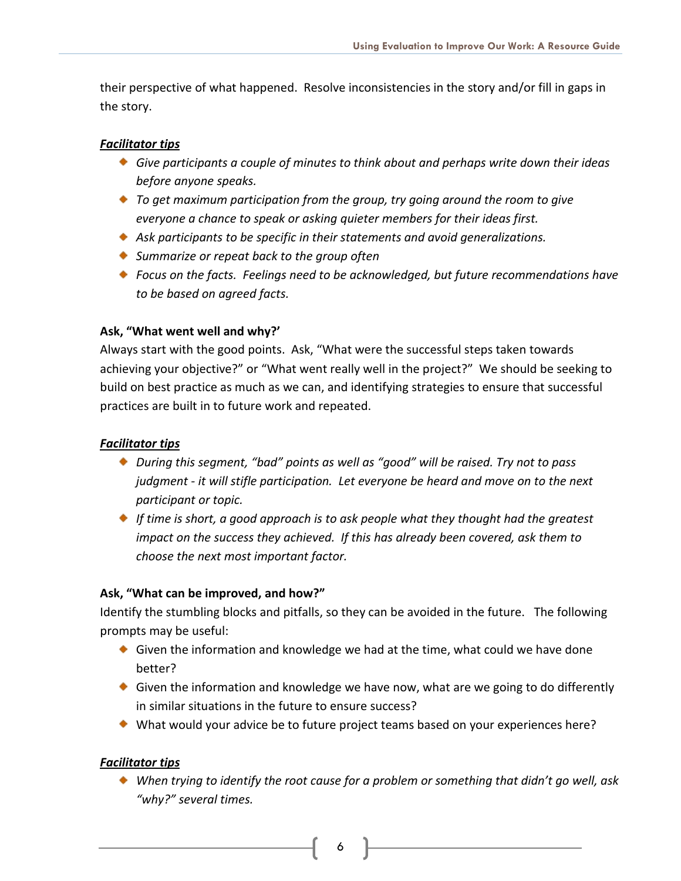their perspective of what happened. Resolve inconsistencies in the story and/or fill in gaps in the story.

***Facilitator tips***

- *Give participants a couple of minutes to think about and perhaps write down their ideas before anyone speaks.*
- *To get maximum participation from the group, try going around the room to give everyone a chance to speak or asking quieter members for their ideas first.*
- *Ask participants to be specific in their statements and avoid generalizations.*
- *Summarize or repeat back to the group often*
- *Focus on the facts. Feelings need to be acknowledged, but future recommendations have to be based on agreed facts.*

**Ask, "What went well and why?'**

Always start with the good points. Ask, "What were the successful steps taken towards achieving your objective?" or "What went really well in the project?" We should be seeking to build on best practice as much as we can, and identifying strategies to ensure that successful practices are built in to future work and repeated.

***Facilitator tips***

- *During this segment, "bad" points as well as "good" will be raised. Try not to pass judgment - it will stifle participation. Let everyone be heard and move on to the next participant or topic.*
- *If time is short, a good approach is to ask people what they thought had the greatest impact on the success they achieved. If this has already been covered, ask them to choose the next most important factor.*

**Ask, "What can be improved, and how?"**

Identify the stumbling blocks and pitfalls, so they can be avoided in the future. The following prompts may be useful:

- Given the information and knowledge we had at the time, what could we have done better?
- Given the information and knowledge we have now, what are we going to do differently in similar situations in the future to ensure success?
- What would your advice be to future project teams based on your experiences here?

***Facilitator tips***

- *When trying to identify the root cause for a problem or something that didn't go well, ask "why?" several times.*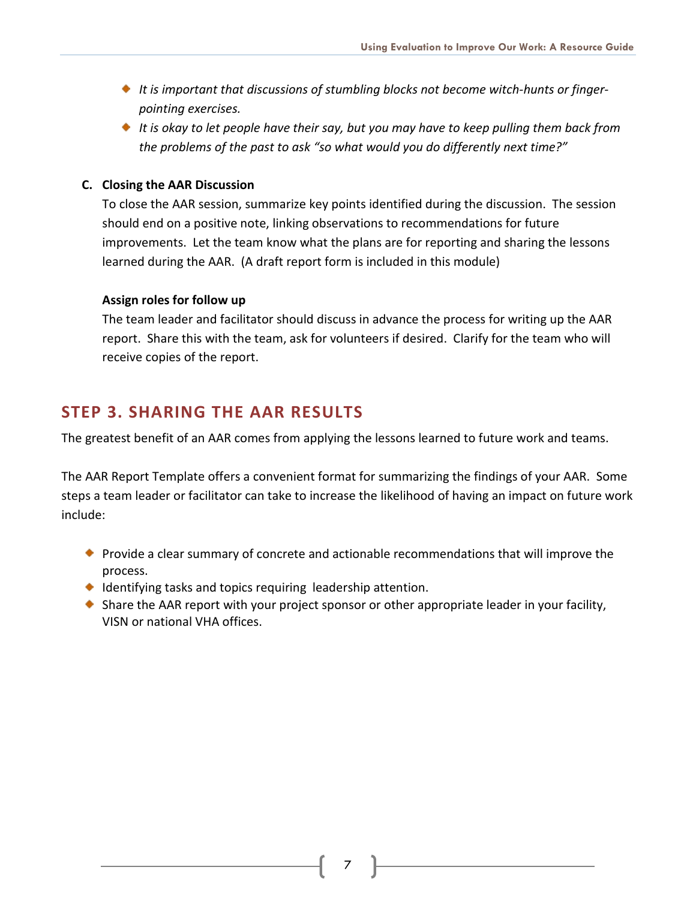- *It is important that discussions of stumbling blocks not become witch-hunts or finger-pointing exercises.*
- *It is okay to let people have their say, but you may have to keep pulling them back from the problems of the past to ask "so what would you do differently next time?"*

**C. Closing the AAR Discussion**

To close the AAR session, summarize key points identified during the discussion. The session should end on a positive note, linking observations to recommendations for future improvements. Let the team know what the plans are for reporting and sharing the lessons learned during the AAR. (A draft report form is included in this module)

**Assign roles for follow up**

The team leader and facilitator should discuss in advance the process for writing up the AAR report. Share this with the team, ask for volunteers if desired. Clarify for the team who will receive copies of the report.

## STEP 3. SHARING THE AAR RESULTS

The greatest benefit of an AAR comes from applying the lessons learned to future work and teams.

The AAR Report Template offers a convenient format for summarizing the findings of your AAR. Some steps a team leader or facilitator can take to increase the likelihood of having an impact on future work include:

- Provide a clear summary of concrete and actionable recommendations that will improve the process.
- Identifying tasks and topics requiring leadership attention.
- Share the AAR report with your project sponsor or other appropriate leader in your facility, VISN or national VHA offices.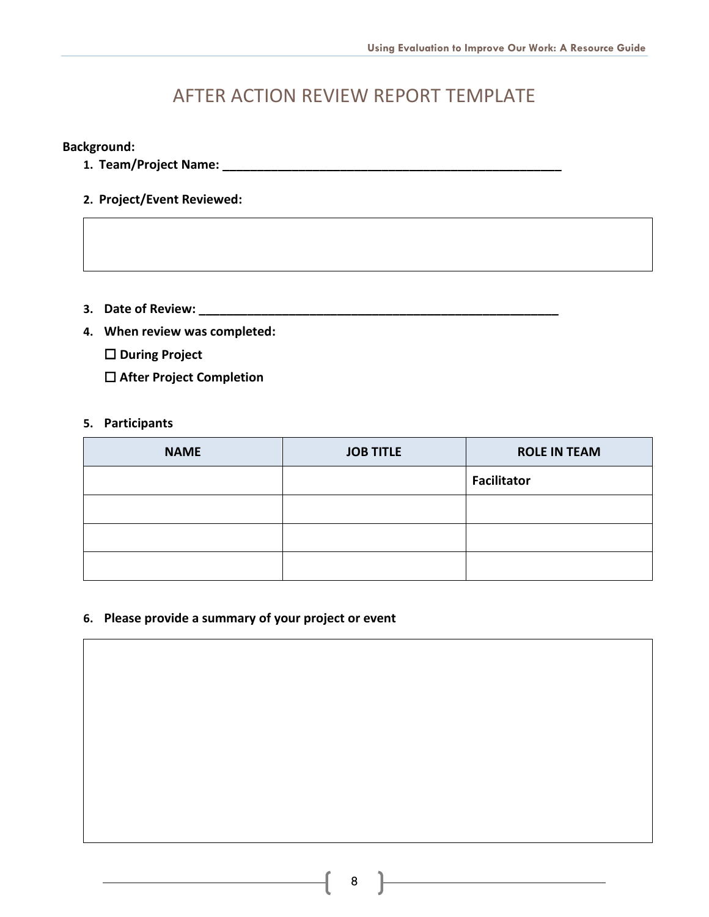# AFTER ACTION REVIEW REPORT TEMPLATE

**Background:**

1. **Team/Project Name: ___________________________________________________**

2. **Project/Event Reviewed:**

3. **Date of Review: ___________________________________________________**

4. **When review was completed:**

   ☐ **During Project**

   ☐ **After Project Completion**

5. **Participants**

| NAME | JOB TITLE | ROLE IN TEAM |
| --- | --- | --- |
| | | **Facilitator** |
| | | |
| | | |
| | | |

6. **Please provide a summary of your project or event**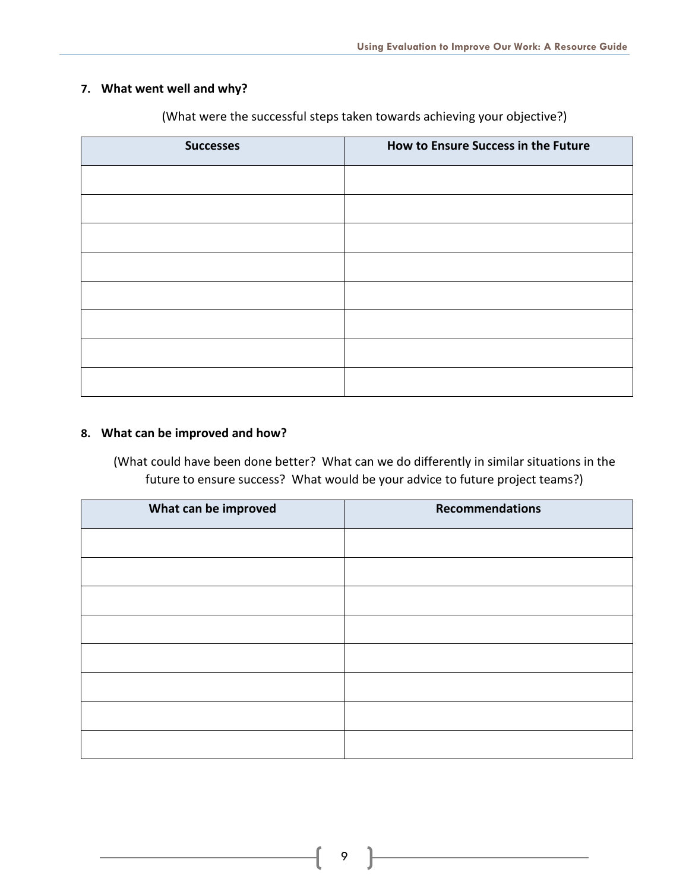**7. What went well and why?**

(What were the successful steps taken towards achieving your objective?)

| Successes | How to Ensure Success in the Future |
|---|---|
| | |
| | |
| | |
| | |
| | |
| | |
| | |
| | |

**8. What can be improved and how?**

(What could have been done better? What can we do differently in similar situations in the future to ensure success? What would be your advice to future project teams?)

| What can be improved | Recommendations |
|---|---|
| | |
| | |
| | |
| | |
| | |
| | |
| | |
| | |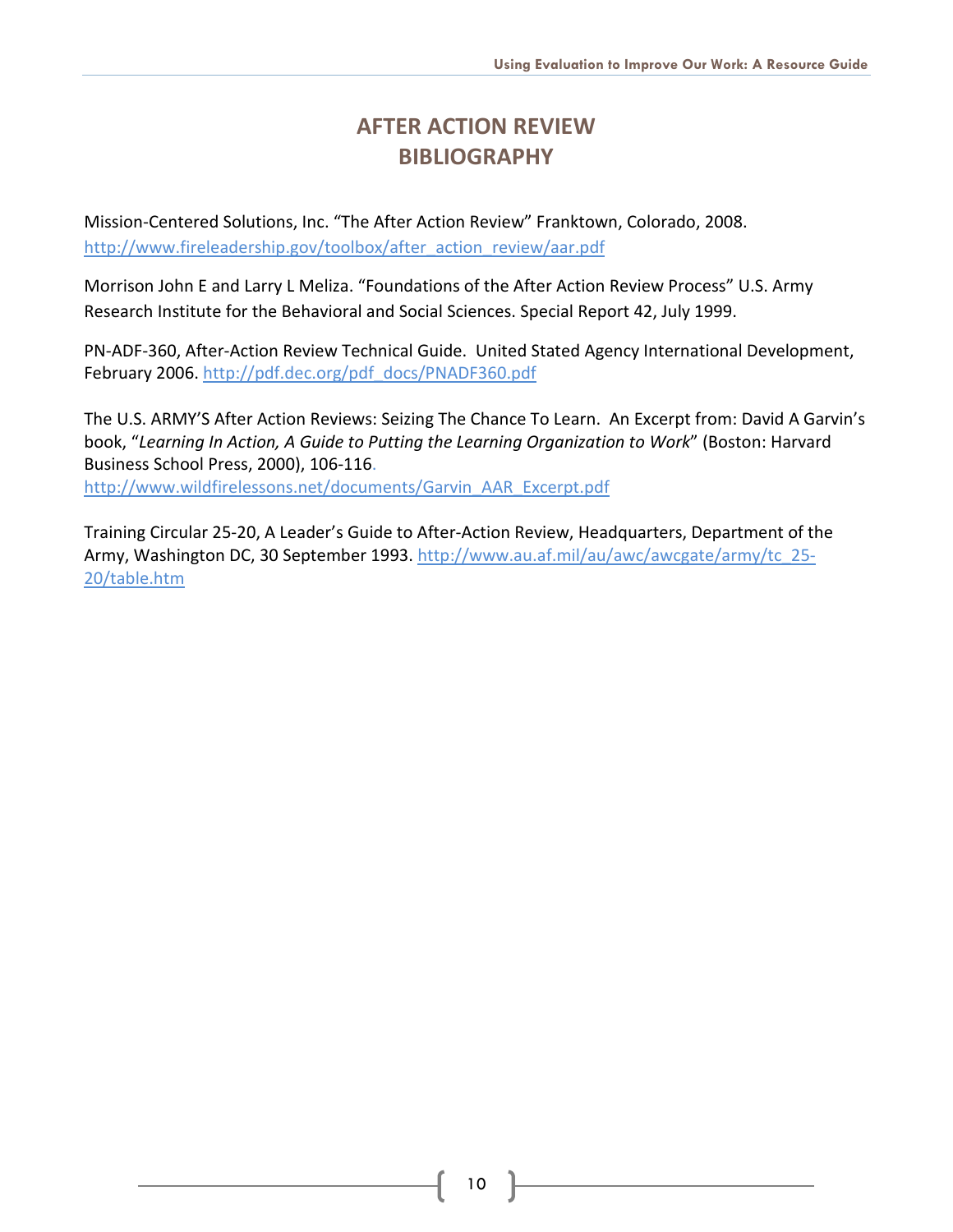# AFTER ACTION REVIEW BIBLIOGRAPHY

Mission-Centered Solutions, Inc. "The After Action Review" Franktown, Colorado, 2008. http://www.fireleadership.gov/toolbox/after_action_review/aar.pdf

Morrison John E and Larry L Meliza. "Foundations of the After Action Review Process" U.S. Army Research Institute for the Behavioral and Social Sciences. Special Report 42, July 1999.

PN-ADF-360, After-Action Review Technical Guide. United Stated Agency International Development, February 2006. http://pdf.dec.org/pdf_docs/PNADF360.pdf

The U.S. ARMY'S After Action Reviews: Seizing The Chance To Learn. An Excerpt from: David A Garvin's book, "*Learning In Action, A Guide to Putting the Learning Organization to Work*" (Boston: Harvard Business School Press, 2000), 106-116. http://www.wildfirelessons.net/documents/Garvin_AAR_Excerpt.pdf

Training Circular 25-20, A Leader's Guide to After-Action Review, Headquarters, Department of the Army, Washington DC, 30 September 1993. http://www.au.af.mil/au/awc/awcgate/army/tc_25-20/table.htm